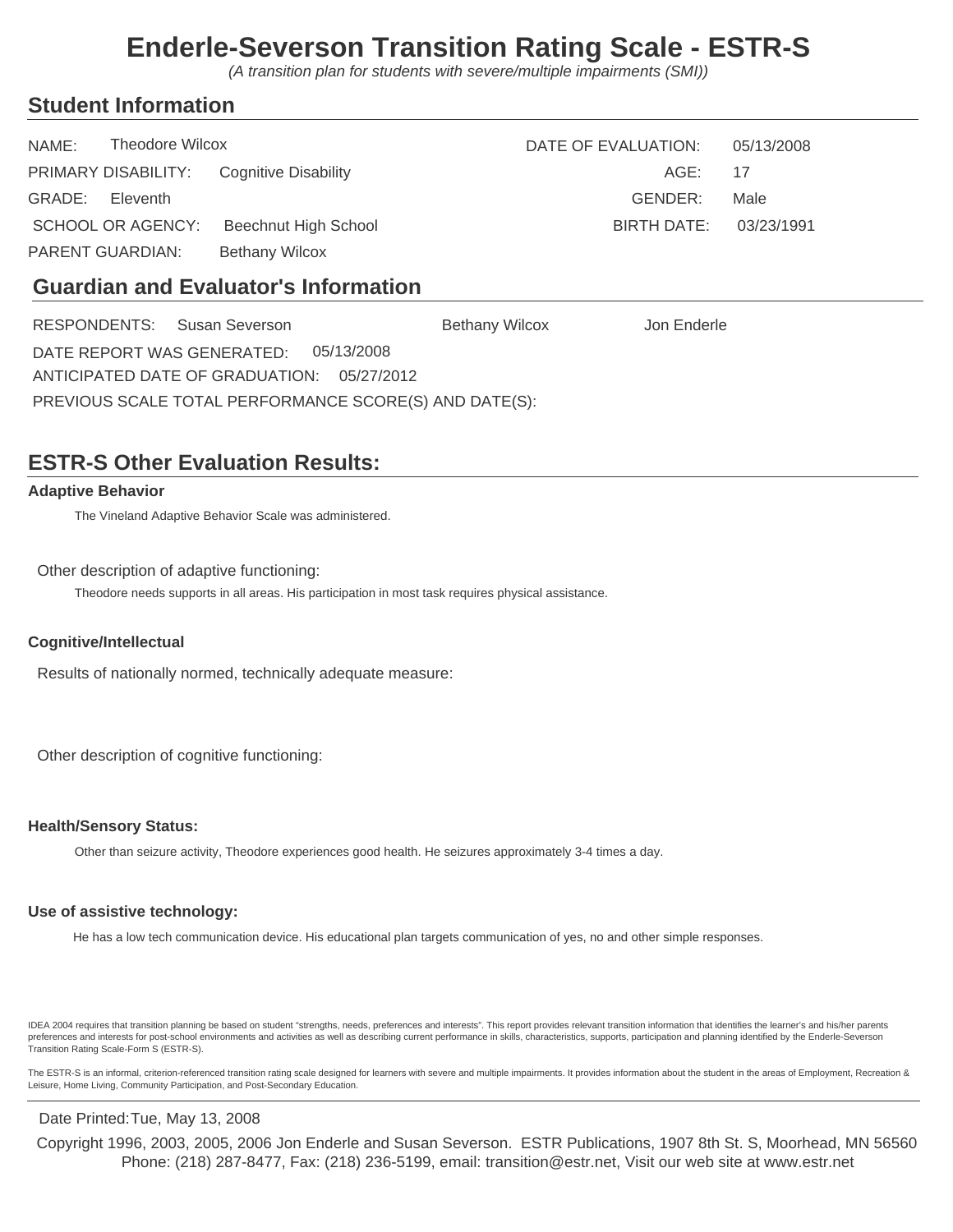# Enderle-Severson Transition Rating Scale - ESTR-S

*(A transition plan for students with severe/multiple impairments (SMI))*

## Student Information

NAME: Theodore Wilcox

DATE OF EVALUATION: 05/13/2008

PRIMARY DISABILITY: Cognitive Disability

AGE: 17

GRADE: Eleventh

GENDER: Male

SCHOOL OR AGENCY: Beechnut High School

BIRTH DATE: 03/23/1991

PARENT GUARDIAN: Bethany Wilcox

## Guardian and Evaluator's Information

RESPONDENTS: Susan Severson  Bethany Wilcox  Jon Enderle

DATE REPORT WAS GENERATED: 05/13/2008

ANTICIPATED DATE OF GRADUATION: 05/27/2012

PREVIOUS SCALE TOTAL PERFORMANCE SCORE(S) AND DATE(S):

## ESTR-S Other Evaluation Results:

### Adaptive Behavior

The Vineland Adaptive Behavior Scale was administered.

Other description of adaptive functioning:

Theodore needs supports in all areas. His participation in most task requires physical assistance.

### Cognitive/Intellectual

Results of nationally normed, technically adequate measure:

Other description of cognitive functioning:

### Health/Sensory Status:

Other than seizure activity, Theodore experiences good health. He seizures approximately 3-4 times a day.

### Use of assistive technology:

He has a low tech communication device. His educational plan targets communication of yes, no and other simple responses.

IDEA 2004 requires that transition planning be based on student "strengths, needs, preferences and interests". This report provides relevant transition information that identifies the learner's and his/her parents preferences and interests for post-school environments and activities as well as describing current performance in skills, characteristics, supports, participation and planning identified by the Enderle-Severson Transition Rating Scale-Form S (ESTR-S).

The ESTR-S is an informal, criterion-referenced transition rating scale designed for learners with severe and multiple impairments. It provides information about the student in the areas of Employment, Recreation & Leisure, Home Living, Community Participation, and Post-Secondary Education.

Date Printed: Tue, May 13, 2008

Copyright 1996, 2003, 2005, 2006 Jon Enderle and Susan Severson. ESTR Publications, 1907 8th St. S, Moorhead, MN 56560
Phone: (218) 287-8477, Fax: (218) 236-5199, email: transition@estr.net, Visit our web site at www.estr.net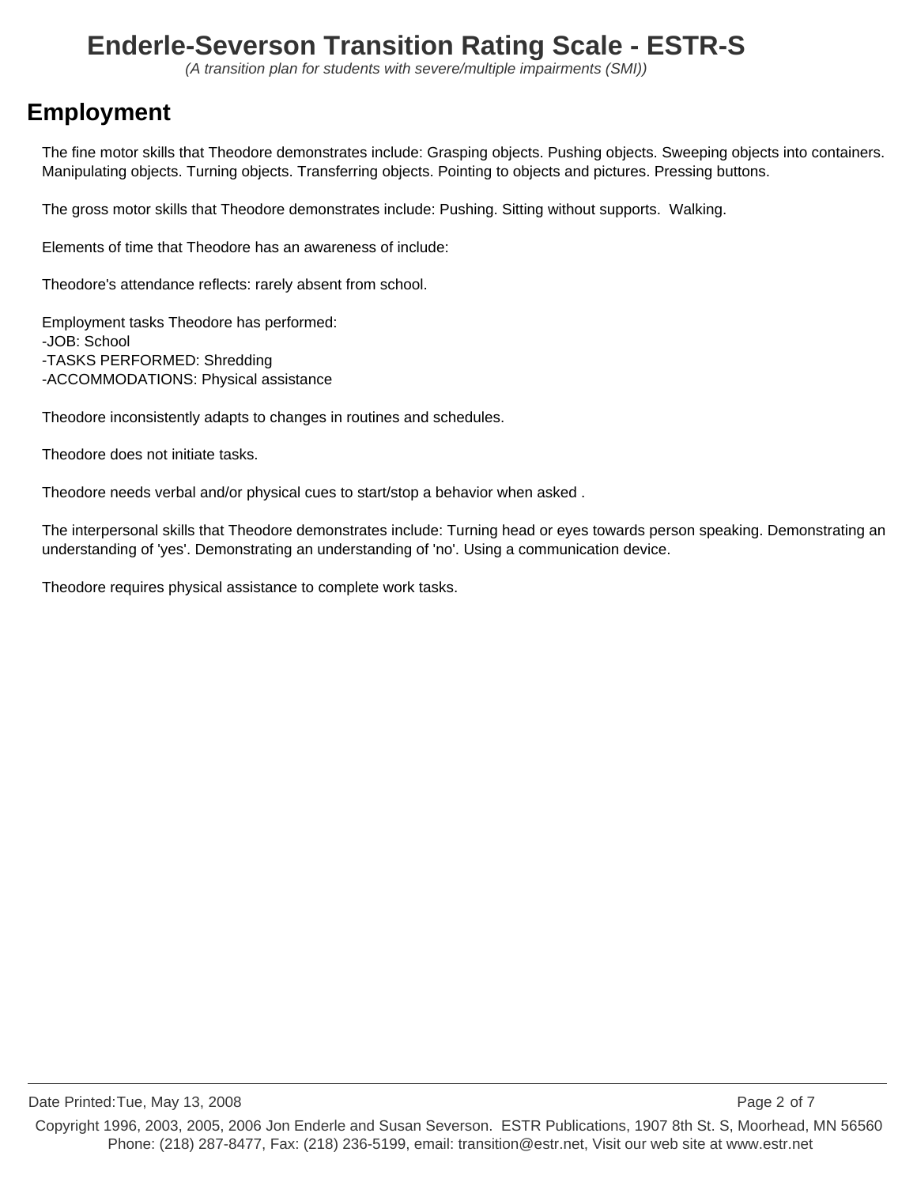# Enderle-Severson Transition Rating Scale - ESTR-S

*(A transition plan for students with severe/multiple impairments (SMI))*

## Employment

The fine motor skills that Theodore demonstrates include: Grasping objects. Pushing objects. Sweeping objects into containers. Manipulating objects. Turning objects. Transferring objects. Pointing to objects and pictures. Pressing buttons.

The gross motor skills that Theodore demonstrates include: Pushing. Sitting without supports.  Walking.

Elements of time that Theodore has an awareness of include:

Theodore's attendance reflects: rarely absent from school.

Employment tasks Theodore has performed:
-JOB: School
-TASKS PERFORMED: Shredding
-ACCOMMODATIONS: Physical assistance

Theodore inconsistently adapts to changes in routines and schedules.

Theodore does not initiate tasks.

Theodore needs verbal and/or physical cues to start/stop a behavior when asked .

The interpersonal skills that Theodore demonstrates include: Turning head or eyes towards person speaking. Demonstrating an understanding of 'yes'. Demonstrating an understanding of 'no'. Using a communication device.

Theodore requires physical assistance to complete work tasks.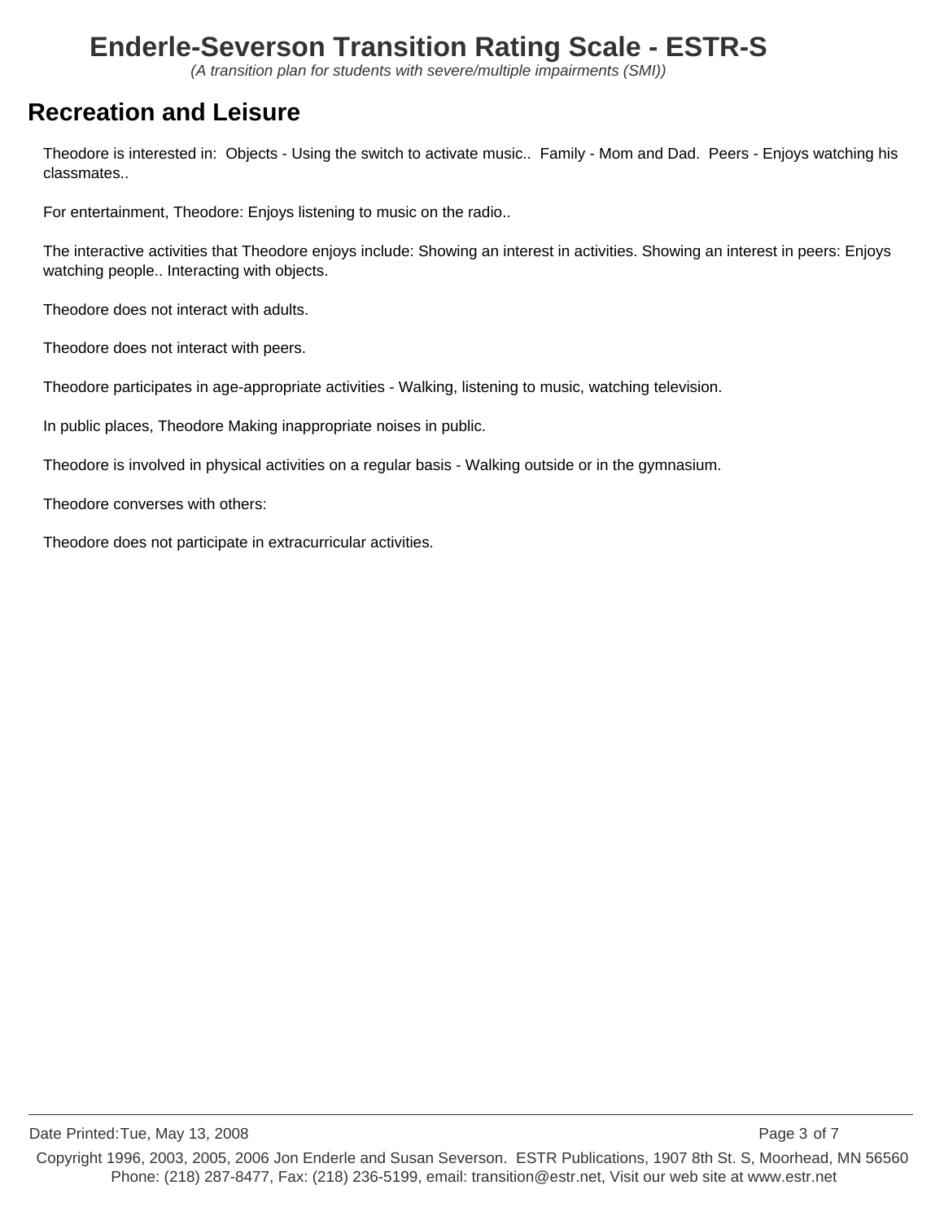# Enderle-Severson Transition Rating Scale - ESTR-S

*(A transition plan for students with severe/multiple impairments (SMI))*

## Recreation and Leisure

Theodore is interested in: Objects - Using the switch to activate music.. Family - Mom and Dad. Peers - Enjoys watching his classmates..

For entertainment, Theodore: Enjoys listening to music on the radio..

The interactive activities that Theodore enjoys include: Showing an interest in activities. Showing an interest in peers: Enjoys watching people.. Interacting with objects.

Theodore does not interact with adults.

Theodore does not interact with peers.

Theodore participates in age-appropriate activities - Walking, listening to music, watching television.

In public places, Theodore Making inappropriate noises in public.

Theodore is involved in physical activities on a regular basis - Walking outside or in the gymnasium.

Theodore converses with others:

Theodore does not participate in extracurricular activities.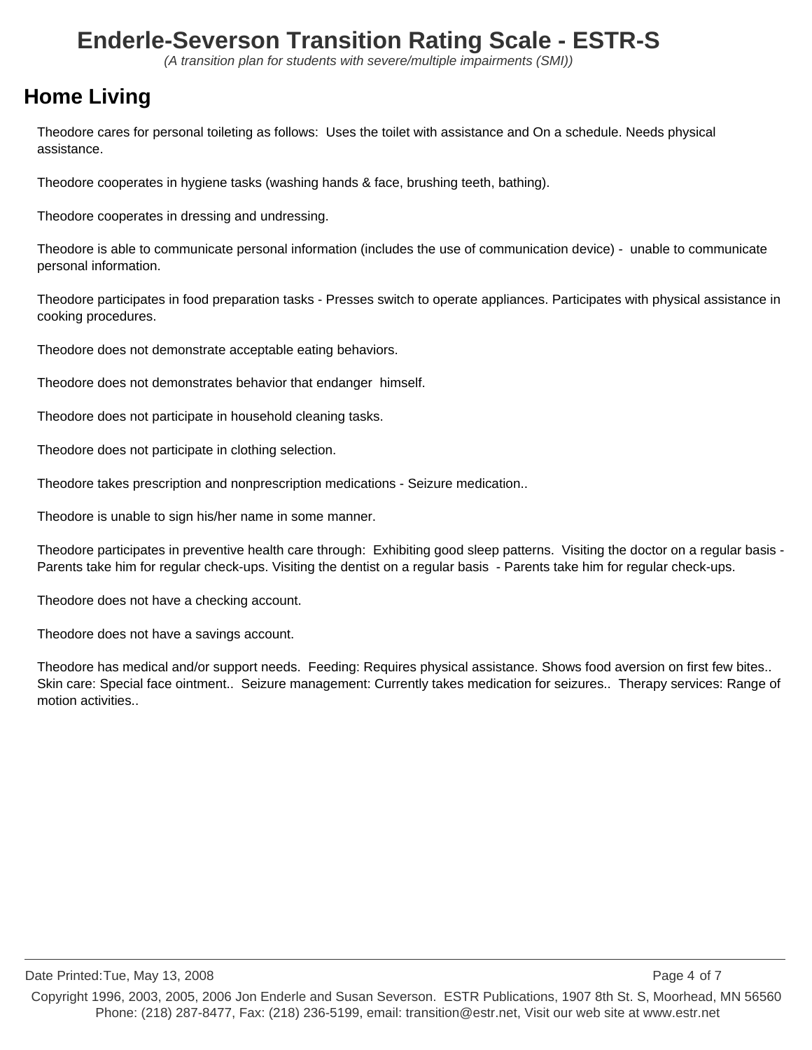# Enderle-Severson Transition Rating Scale - ESTR-S

*(A transition plan for students with severe/multiple impairments (SMI))*

## Home Living

Theodore cares for personal toileting as follows:  Uses the toilet with assistance and On a schedule. Needs physical assistance.

Theodore cooperates in hygiene tasks (washing hands & face, brushing teeth, bathing).

Theodore cooperates in dressing and undressing.

Theodore is able to communicate personal information (includes the use of communication device) -  unable to communicate personal information.

Theodore participates in food preparation tasks - Presses switch to operate appliances. Participates with physical assistance in cooking procedures.

Theodore does not demonstrate acceptable eating behaviors.

Theodore does not demonstrates behavior that endanger  himself.

Theodore does not participate in household cleaning tasks.

Theodore does not participate in clothing selection.

Theodore takes prescription and nonprescription medications - Seizure medication..

Theodore is unable to sign his/her name in some manner.

Theodore participates in preventive health care through:  Exhibiting good sleep patterns.  Visiting the doctor on a regular basis - Parents take him for regular check-ups. Visiting the dentist on a regular basis  - Parents take him for regular check-ups.

Theodore does not have a checking account.

Theodore does not have a savings account.

Theodore has medical and/or support needs.  Feeding: Requires physical assistance. Shows food aversion on first few bites.. Skin care: Special face ointment..  Seizure management: Currently takes medication for seizures..  Therapy services: Range of motion activities..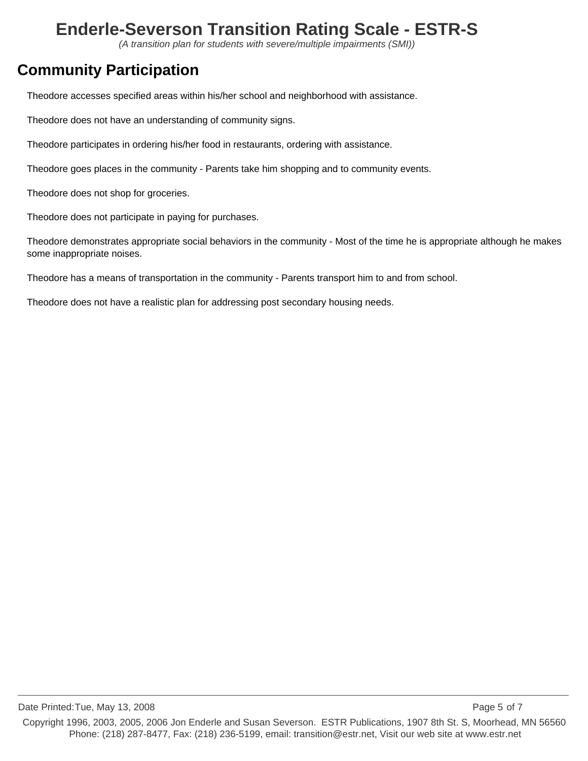# Enderle-Severson Transition Rating Scale - ESTR-S

*(A transition plan for students with severe/multiple impairments (SMI))*

## Community Participation

Theodore accesses specified areas within his/her school and neighborhood with assistance.

Theodore does not have an understanding of community signs.

Theodore participates in ordering his/her food in restaurants, ordering with assistance.

Theodore goes places in the community - Parents take him shopping and to community events.

Theodore does not shop for groceries.

Theodore does not participate in paying for purchases.

Theodore demonstrates appropriate social behaviors in the community - Most of the time he is appropriate although he makes some inappropriate noises.

Theodore has a means of transportation in the community - Parents transport him to and from school.

Theodore does not have a realistic plan for addressing post secondary housing needs.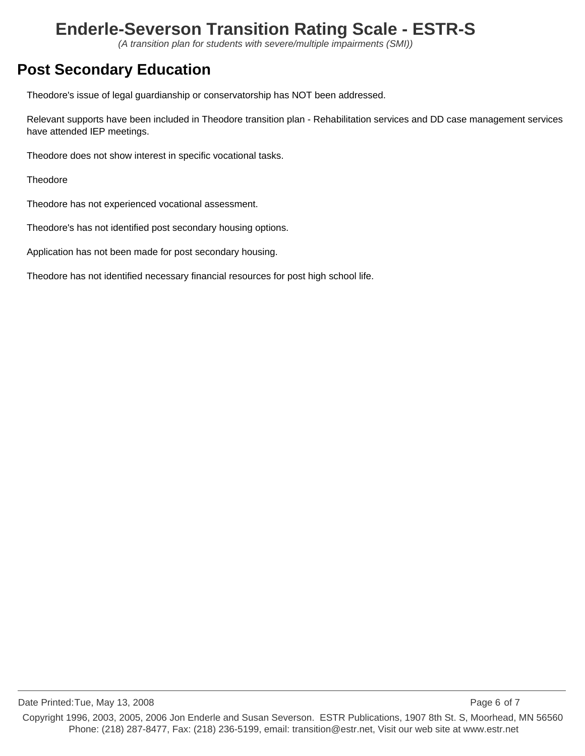# Enderle-Severson Transition Rating Scale - ESTR-S

*(A transition plan for students with severe/multiple impairments (SMI))*

## Post Secondary Education

Theodore's issue of legal guardianship or conservatorship has NOT been addressed.

Relevant supports have been included in Theodore transition plan - Rehabilitation services and DD case management services have attended IEP meetings.

Theodore does not show interest in specific vocational tasks.

Theodore

Theodore has not experienced vocational assessment.

Theodore's has not identified post secondary housing options.

Application has not been made for post secondary housing.

Theodore has not identified necessary financial resources for post high school life.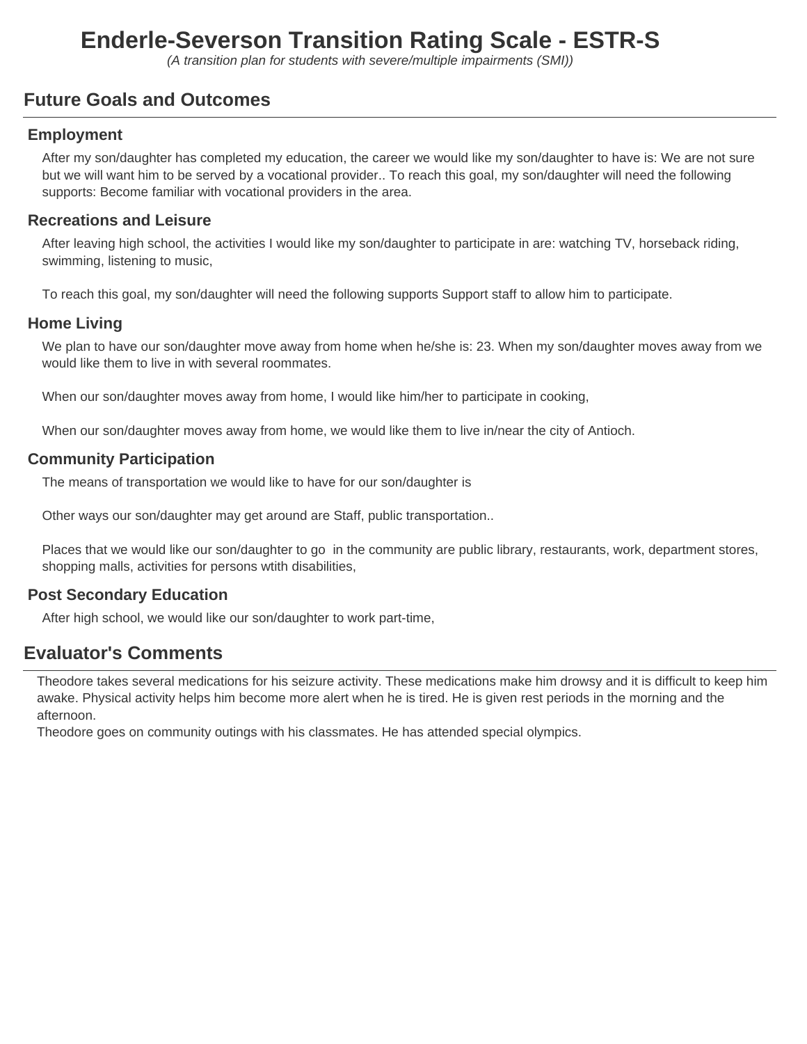# Enderle-Severson Transition Rating Scale - ESTR-S

*(A transition plan for students with severe/multiple impairments (SMI))*

## Future Goals and Outcomes

### Employment

After my son/daughter has completed my education, the career we would like my son/daughter to have is: We are not sure but we will want him to be served by a vocational provider.. To reach this goal, my son/daughter will need the following supports: Become familiar with vocational providers in the area.

### Recreations and Leisure

After leaving high school, the activities I would like my son/daughter to participate in are: watching TV, horseback riding, swimming, listening to music,

To reach this goal, my son/daughter will need the following supports Support staff to allow him to participate.

### Home Living

We plan to have our son/daughter move away from home when he/she is: 23. When my son/daughter moves away from we would like them to live in with several roommates.

When our son/daughter moves away from home, I would like him/her to participate in cooking,

When our son/daughter moves away from home, we would like them to live in/near the city of Antioch.

### Community Participation

The means of transportation we would like to have for our son/daughter is

Other ways our son/daughter may get around are Staff, public transportation..

Places that we would like our son/daughter to go in the community are public library, restaurants, work, department stores, shopping malls, activities for persons wtith disabilities,

### Post Secondary Education

After high school, we would like our son/daughter to work part-time,

## Evaluator's Comments

Theodore takes several medications for his seizure activity. These medications make him drowsy and it is difficult to keep him awake. Physical activity helps him become more alert when he is tired. He is given rest periods in the morning and the afternoon.
Theodore goes on community outings with his classmates. He has attended special olympics.